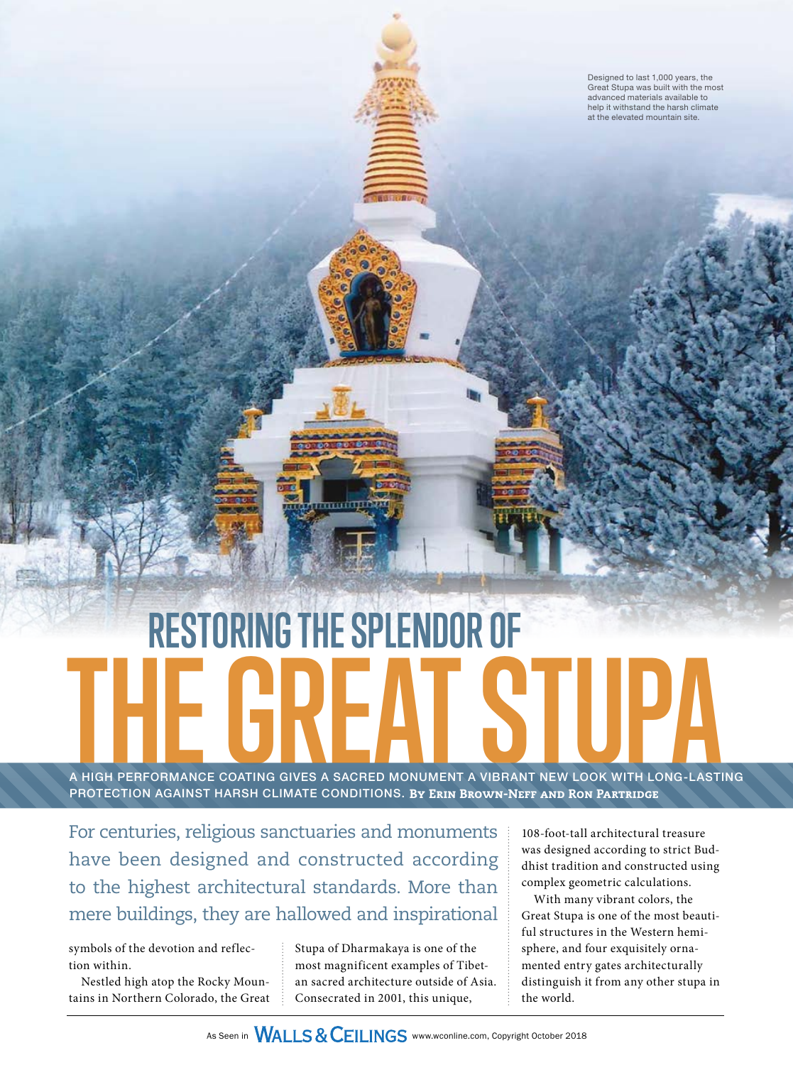Designed to last 1,000 years, the Great Stupa was built with the most advanced materials available to help it withstand the harsh climate at the elevated mountain site.

# RESTORING THE SPLENDOR OF THE GREAT STUPA

A HIGH PERFORMANCE COATING GIVES A SACRED MONUMENT A VIBRANT NEW LOOK WITH LONG-LASTING PROTECTION AGAINST HARSH CLIMATE CONDITIONS. **By Erin Brown-Neff and Ron Partridge**

For centuries, religious sanctuaries and monuments have been designed and constructed according to the highest architectural standards. More than mere buildings, they are hallowed and inspirational symbols of the devotion and reflection within.

Nestled high atop the Rocky Mountains in Northern Colorado, the Great Stupa of Dharmakaya is one of the most magnificent examples of Tibetan sacred architecture outside of Asia. Consecrated in 2001, this unique, 108-foot-tall architectural treasure was designed according to strict Buddhist tradition and constructed using complex geometric calculations.

With many vibrant colors, the Great Stupa is one of the most beautiful structures in the Western hemisphere, and four exquisitely ornamented entry gates architecturally distinguish it from any other stupa in the world.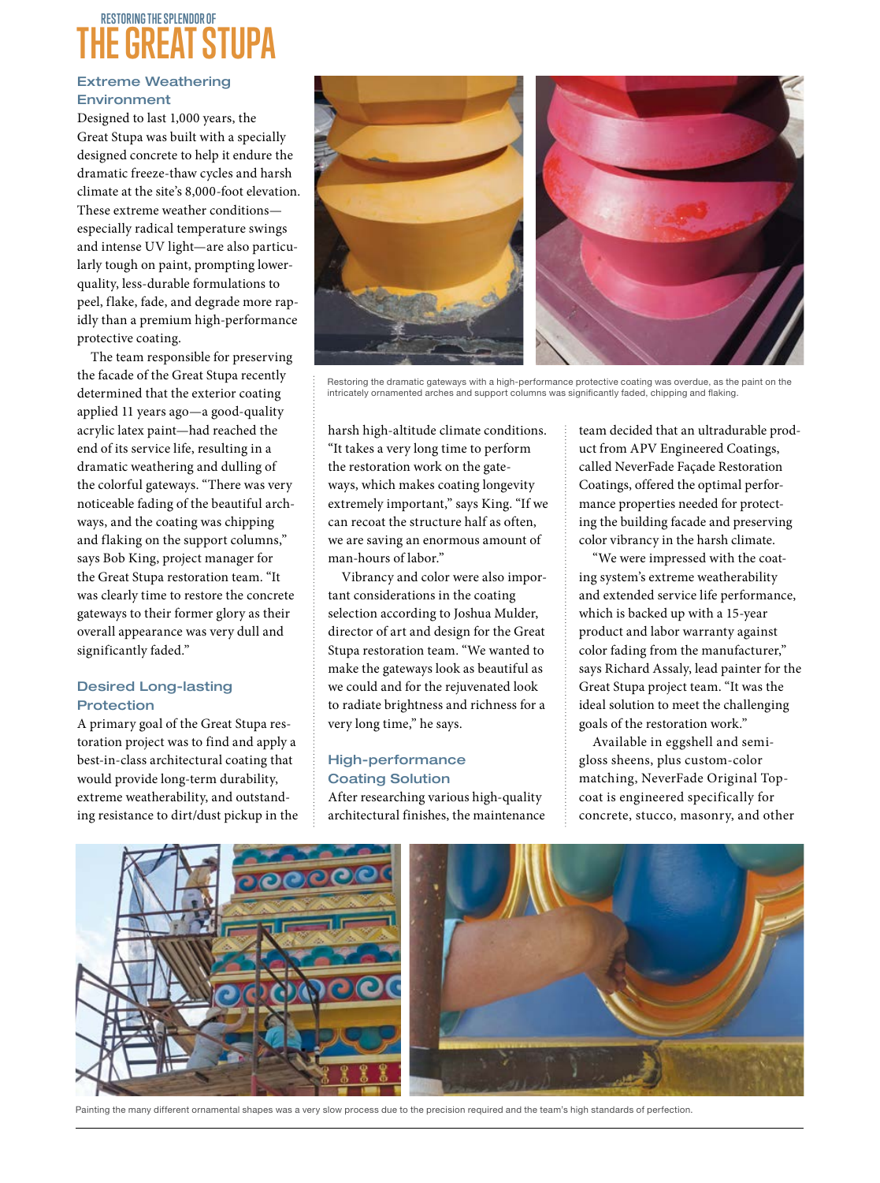RESTORING THE SPLENDOR OF

# THE GREAT STUPA

## Extreme Weathering Environment

Designed to last 1,000 years, the Great Stupa was built with a specially designed concrete to help it endure the dramatic freeze-thaw cycles and harsh climate at the site's 8,000-foot elevation. These extreme weather conditions—especially radical temperature swings and intense UV light—are also particularly tough on paint, prompting lower-quality, less-durable formulations to peel, flake, fade, and degrade more rapidly than a premium high-performance protective coating.

The team responsible for preserving the facade of the Great Stupa recently determined that the exterior coating applied 11 years ago—a good-quality acrylic latex paint—had reached the end of its service life, resulting in a dramatic weathering and dulling of the colorful gateways. "There was very noticeable fading of the beautiful archways, and the coating was chipping and flaking on the support columns," says Bob King, project manager for the Great Stupa restoration team. "It was clearly time to restore the concrete gateways to their former glory as their overall appearance was very dull and significantly faded."

Restoring the dramatic gateways with a high-performance protective coating was overdue, as the paint on the intricately ornamented arches and support columns was significantly faded, chipping and flaking.

## Desired Long-lasting Protection

A primary goal of the Great Stupa restoration project was to find and apply a best-in-class architectural coating that would provide long-term durability, extreme weatherability, and outstanding resistance to dirt/dust pickup in the harsh high-altitude climate conditions. "It takes a very long time to perform the restoration work on the gateways, which makes coating longevity extremely important," says King. "If we can recoat the structure half as often, we are saving an enormous amount of man-hours of labor."

Vibrancy and color were also important considerations in the coating selection according to Joshua Mulder, director of art and design for the Great Stupa restoration team. "We wanted to make the gateways look as beautiful as we could and for the rejuvenated look to radiate brightness and richness for a very long time," he says.

## High-performance Coating Solution

After researching various high-quality architectural finishes, the maintenance team decided that an ultradurable product from APV Engineered Coatings, called NeverFade Façade Restoration Coatings, offered the optimal performance properties needed for protecting the building facade and preserving color vibrancy in the harsh climate.

"We were impressed with the coating system's extreme weatherability and extended service life performance, which is backed up with a 15-year product and labor warranty against color fading from the manufacturer," says Richard Assaly, lead painter for the Great Stupa project team. "It was the ideal solution to meet the challenging goals of the restoration work."

Available in eggshell and semi-gloss sheens, plus custom-color matching, NeverFade Original Topcoat is engineered specifically for concrete, stucco, masonry, and other

Painting the many different ornamental shapes was a very slow process due to the precision required and the team's high standards of perfection.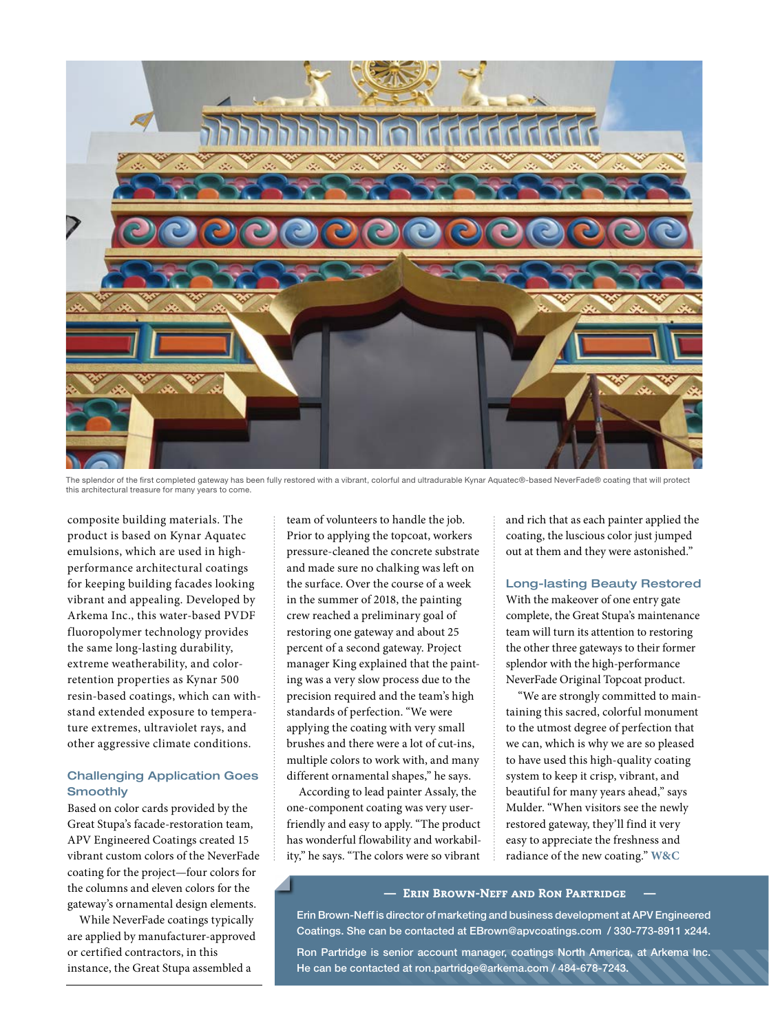The splendor of the first completed gateway has been fully restored with a vibrant, colorful and ultradurable Kynar Aquatec®-based NeverFade® coating that will protect this architectural treasure for many years to come.

composite building materials. The product is based on Kynar Aquatec emulsions, which are used in high-performance architectural coatings for keeping building facades looking vibrant and appealing. Developed by Arkema Inc., this water-based PVDF fluoropolymer technology provides the same long-lasting durability, extreme weatherability, and color-retention properties as Kynar 500 resin-based coatings, which can withstand extended exposure to temperature extremes, ultraviolet rays, and other aggressive climate conditions.

### Challenging Application Goes Smoothly

Based on color cards provided by the Great Stupa's facade-restoration team, APV Engineered Coatings created 15 vibrant custom colors of the NeverFade coating for the project—four colors for the columns and eleven colors for the gateway's ornamental design elements.

While NeverFade coatings typically are applied by manufacturer-approved or certified contractors, in this instance, the Great Stupa assembled a team of volunteers to handle the job. Prior to applying the topcoat, workers pressure-cleaned the concrete substrate and made sure no chalking was left on the surface. Over the course of a week in the summer of 2018, the painting crew reached a preliminary goal of restoring one gateway and about 25 percent of a second gateway. Project manager King explained that the painting was a very slow process due to the precision required and the team's high standards of perfection. "We were applying the coating with very small brushes and there were a lot of cut-ins, multiple colors to work with, and many different ornamental shapes," he says.

According to lead painter Assaly, the one-component coating was very user-friendly and easy to apply. "The product has wonderful flowability and workability," he says. "The colors were so vibrant and rich that as each painter applied the coating, the luscious color just jumped out at them and they were astonished."

### Long-lasting Beauty Restored

With the makeover of one entry gate complete, the Great Stupa's maintenance team will turn its attention to restoring the other three gateways to their former splendor with the high-performance NeverFade Original Topcoat product.

"We are strongly committed to maintaining this sacred, colorful monument to the utmost degree of perfection that we can, which is why we are so pleased to have used this high-quality coating system to keep it crisp, vibrant, and beautiful for many years ahead," says Mulder. "When visitors see the newly restored gateway, they'll find it very easy to appreciate the freshness and radiance of the new coating." **W&C**

**— Erin Brown-Neff and Ron Partridge —**

Erin Brown-Neff is director of marketing and business development at APV Engineered Coatings. She can be contacted at EBrown@apvcoatings.com / 330-773-8911 x244.

Ron Partridge is senior account manager, coatings North America, at Arkema Inc. He can be contacted at ron.partridge@arkema.com / 484-678-7243.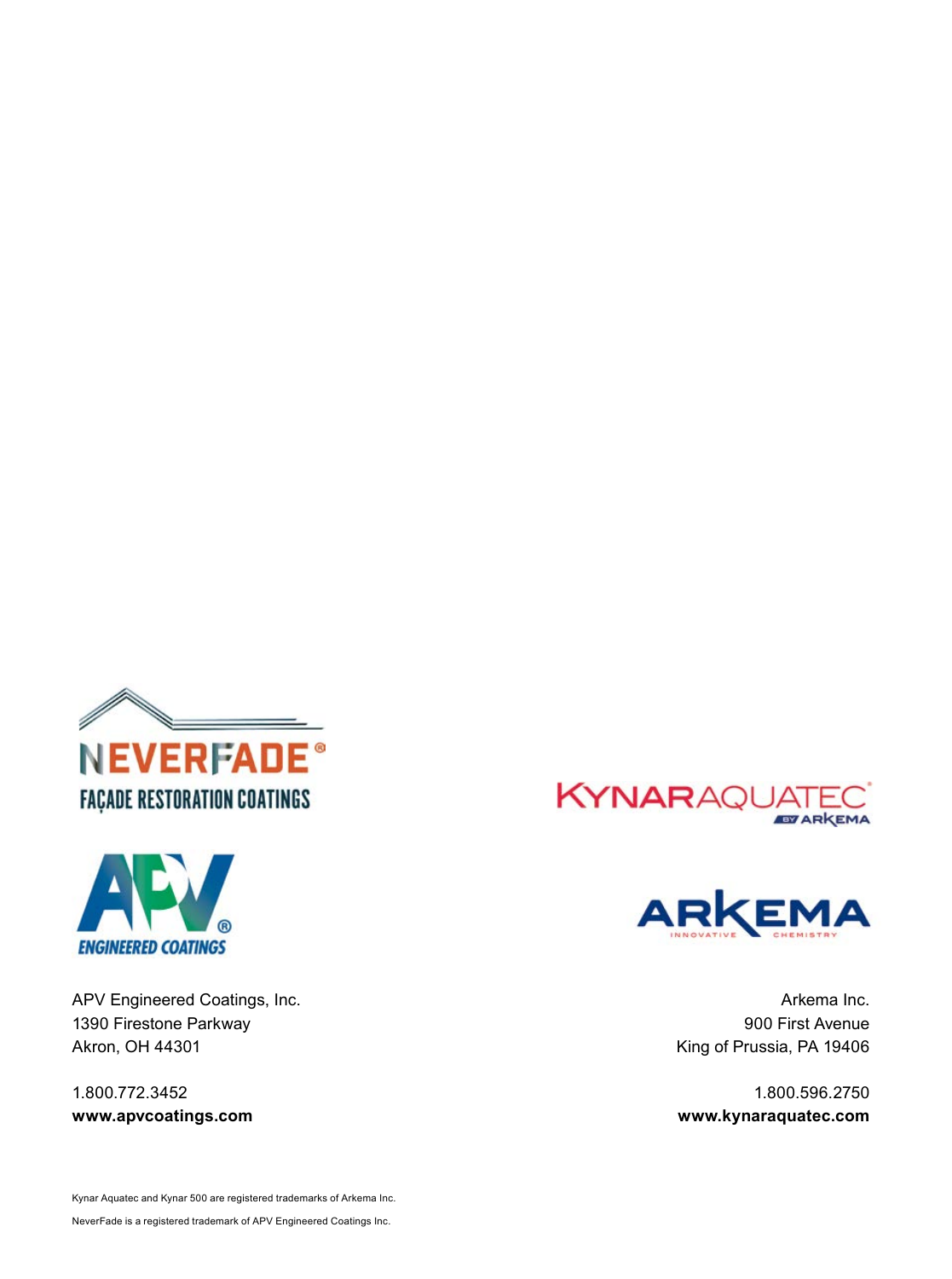NEVERFADE®
FAÇADE RESTORATION COATINGS

KYNARAQUATEC®
BY ARKEMA

APV®
ENGINEERED COATINGS

ARKEMA
INNOVATIVE CHEMISTRY

APV Engineered Coatings, Inc.
1390 Firestone Parkway
Akron, OH 44301

1.800.772.3452
**www.apvcoatings.com**

Arkema Inc.
900 First Avenue
King of Prussia, PA 19406

1.800.596.2750
**www.kynaraquatec.com**

Kynar Aquatec and Kynar 500 are registered trademarks of Arkema Inc.

NeverFade is a registered trademark of APV Engineered Coatings Inc.